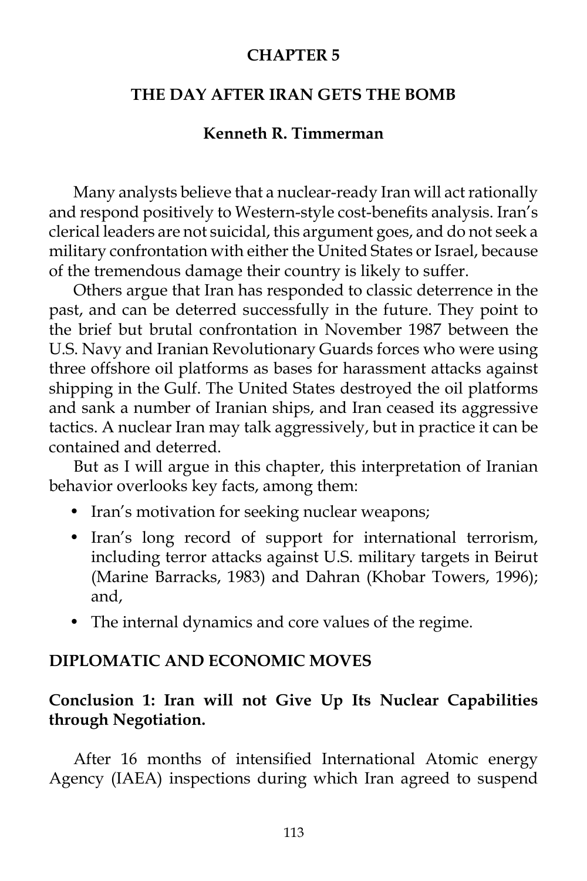# CHAPTER 5

# THE DAY AFTER IRAN GETS THE BOMB

**Kenneth R. Timmerman**

Many analysts believe that a nuclear-ready Iran will act rationally and respond positively to Western-style cost-benefits analysis. Iran's clerical leaders are not suicidal, this argument goes, and do not seek a military confrontation with either the United States or Israel, because of the tremendous damage their country is likely to suffer.

Others argue that Iran has responded to classic deterrence in the past, and can be deterred successfully in the future. They point to the brief but brutal confrontation in November 1987 between the U.S. Navy and Iranian Revolutionary Guards forces who were using three offshore oil platforms as bases for harassment attacks against shipping in the Gulf. The United States destroyed the oil platforms and sank a number of Iranian ships, and Iran ceased its aggressive tactics. A nuclear Iran may talk aggressively, but in practice it can be contained and deterred.

But as I will argue in this chapter, this interpretation of Iranian behavior overlooks key facts, among them:

- Iran's motivation for seeking nuclear weapons;
- Iran's long record of support for international terrorism, including terror attacks against U.S. military targets in Beirut (Marine Barracks, 1983) and Dahran (Khobar Towers, 1996); and,
- The internal dynamics and core values of the regime.

## DIPLOMATIC AND ECONOMIC MOVES

### Conclusion 1: Iran will not Give Up Its Nuclear Capabilities through Negotiation.

After 16 months of intensified International Atomic energy Agency (IAEA) inspections during which Iran agreed to suspend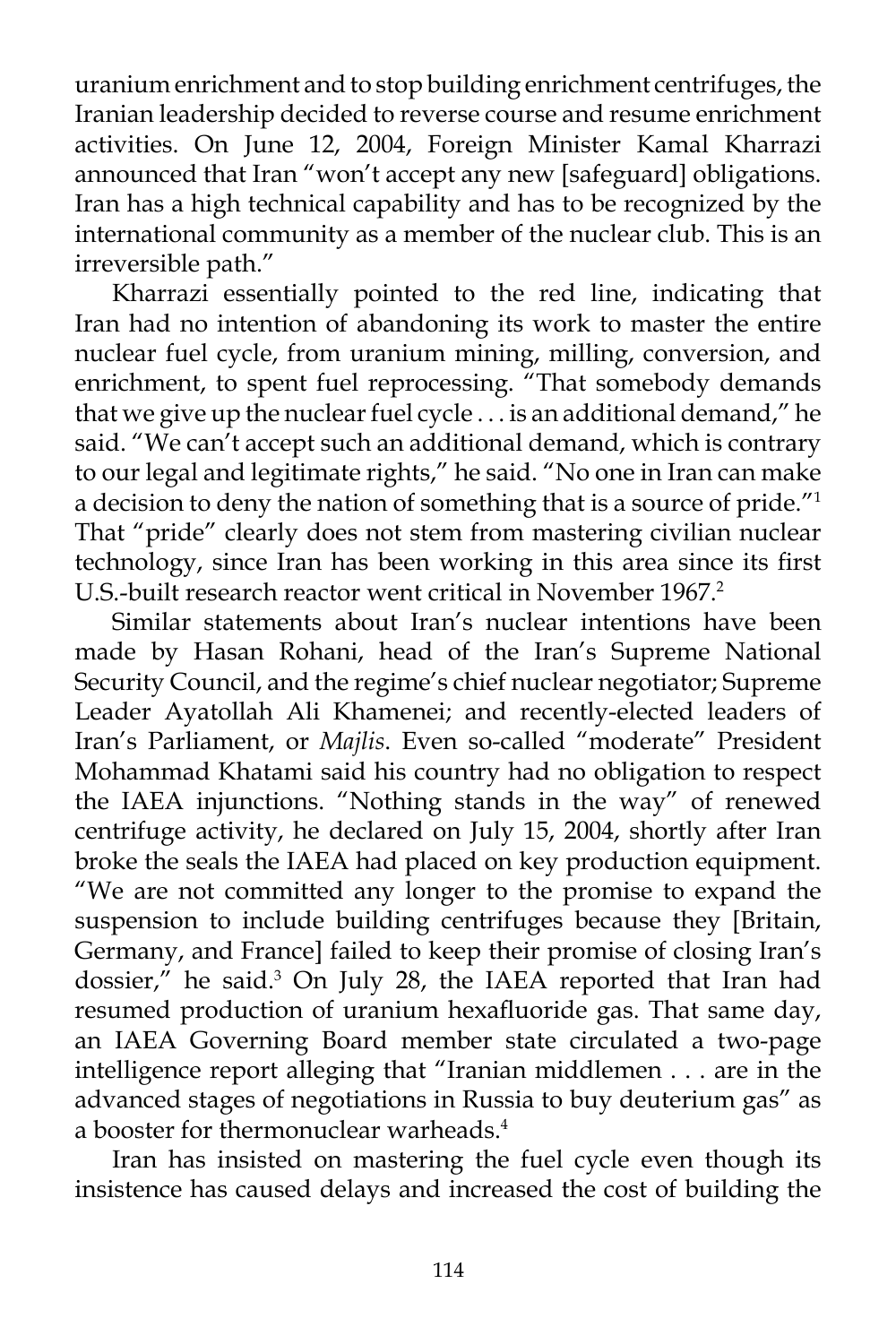uranium enrichment and to stop building enrichment centrifuges, the Iranian leadership decided to reverse course and resume enrichment activities. On June 12, 2004, Foreign Minister Kamal Kharrazi announced that Iran "won't accept any new [safeguard] obligations. Iran has a high technical capability and has to be recognized by the international community as a member of the nuclear club. This is an irreversible path."

Kharrazi essentially pointed to the red line, indicating that Iran had no intention of abandoning its work to master the entire nuclear fuel cycle, from uranium mining, milling, conversion, and enrichment, to spent fuel reprocessing. "That somebody demands that we give up the nuclear fuel cycle . . . is an additional demand," he said. "We can't accept such an additional demand, which is contrary to our legal and legitimate rights," he said. "No one in Iran can make a decision to deny the nation of something that is a source of pride."[1] That "pride" clearly does not stem from mastering civilian nuclear technology, since Iran has been working in this area since its first U.S.-built research reactor went critical in November 1967.[2]

Similar statements about Iran's nuclear intentions have been made by Hasan Rohani, head of the Iran's Supreme National Security Council, and the regime's chief nuclear negotiator; Supreme Leader Ayatollah Ali Khamenei; and recently-elected leaders of Iran's Parliament, or *Majlis*. Even so-called "moderate" President Mohammad Khatami said his country had no obligation to respect the IAEA injunctions. "Nothing stands in the way" of renewed centrifuge activity, he declared on July 15, 2004, shortly after Iran broke the seals the IAEA had placed on key production equipment. "We are not committed any longer to the promise to expand the suspension to include building centrifuges because they [Britain, Germany, and France] failed to keep their promise of closing Iran's dossier," he said.[3] On July 28, the IAEA reported that Iran had resumed production of uranium hexafluoride gas. That same day, an IAEA Governing Board member state circulated a two-page intelligence report alleging that "Iranian middlemen . . . are in the advanced stages of negotiations in Russia to buy deuterium gas" as a booster for thermonuclear warheads.[4]

Iran has insisted on mastering the fuel cycle even though its insistence has caused delays and increased the cost of building the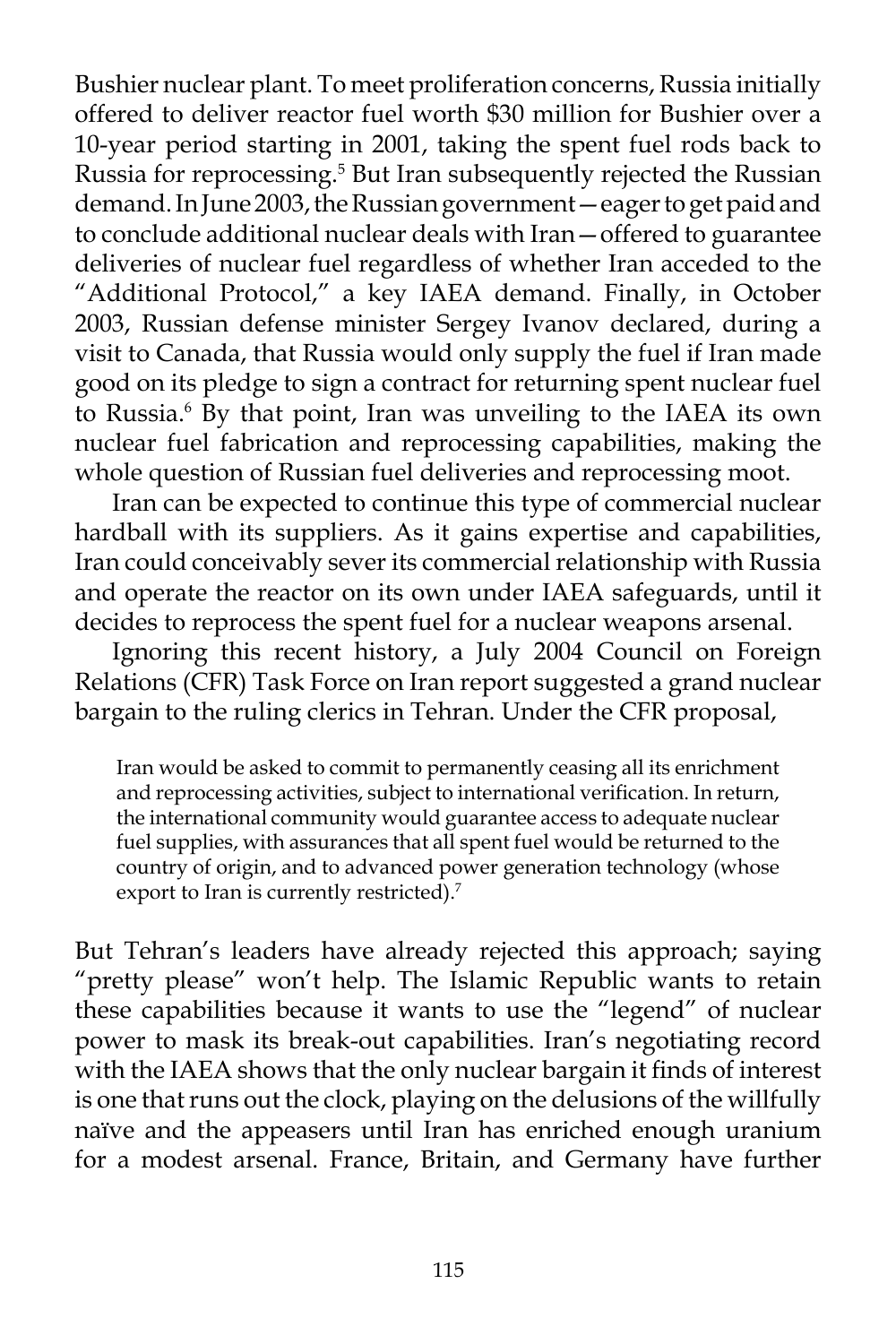Bushier nuclear plant. To meet proliferation concerns, Russia initially offered to deliver reactor fuel worth $30 million for Bushier over a 10-year period starting in 2001, taking the spent fuel rods back to Russia for reprocessing.[5] But Iran subsequently rejected the Russian demand. In June 2003, the Russian government—eager to get paid and to conclude additional nuclear deals with Iran—offered to guarantee deliveries of nuclear fuel regardless of whether Iran acceded to the "Additional Protocol," a key IAEA demand. Finally, in October 2003, Russian defense minister Sergey Ivanov declared, during a visit to Canada, that Russia would only supply the fuel if Iran made good on its pledge to sign a contract for returning spent nuclear fuel to Russia.[6] By that point, Iran was unveiling to the IAEA its own nuclear fuel fabrication and reprocessing capabilities, making the whole question of Russian fuel deliveries and reprocessing moot.

Iran can be expected to continue this type of commercial nuclear hardball with its suppliers. As it gains expertise and capabilities, Iran could conceivably sever its commercial relationship with Russia and operate the reactor on its own under IAEA safeguards, until it decides to reprocess the spent fuel for a nuclear weapons arsenal.

Ignoring this recent history, a July 2004 Council on Foreign Relations (CFR) Task Force on Iran report suggested a grand nuclear bargain to the ruling clerics in Tehran. Under the CFR proposal,

> Iran would be asked to commit to permanently ceasing all its enrichment and reprocessing activities, subject to international verification. In return, the international community would guarantee access to adequate nuclear fuel supplies, with assurances that all spent fuel would be returned to the country of origin, and to advanced power generation technology (whose export to Iran is currently restricted).[7]

But Tehran's leaders have already rejected this approach; saying "pretty please" won't help. The Islamic Republic wants to retain these capabilities because it wants to use the "legend" of nuclear power to mask its break-out capabilities. Iran's negotiating record with the IAEA shows that the only nuclear bargain it finds of interest is one that runs out the clock, playing on the delusions of the willfully naïve and the appeasers until Iran has enriched enough uranium for a modest arsenal. France, Britain, and Germany have further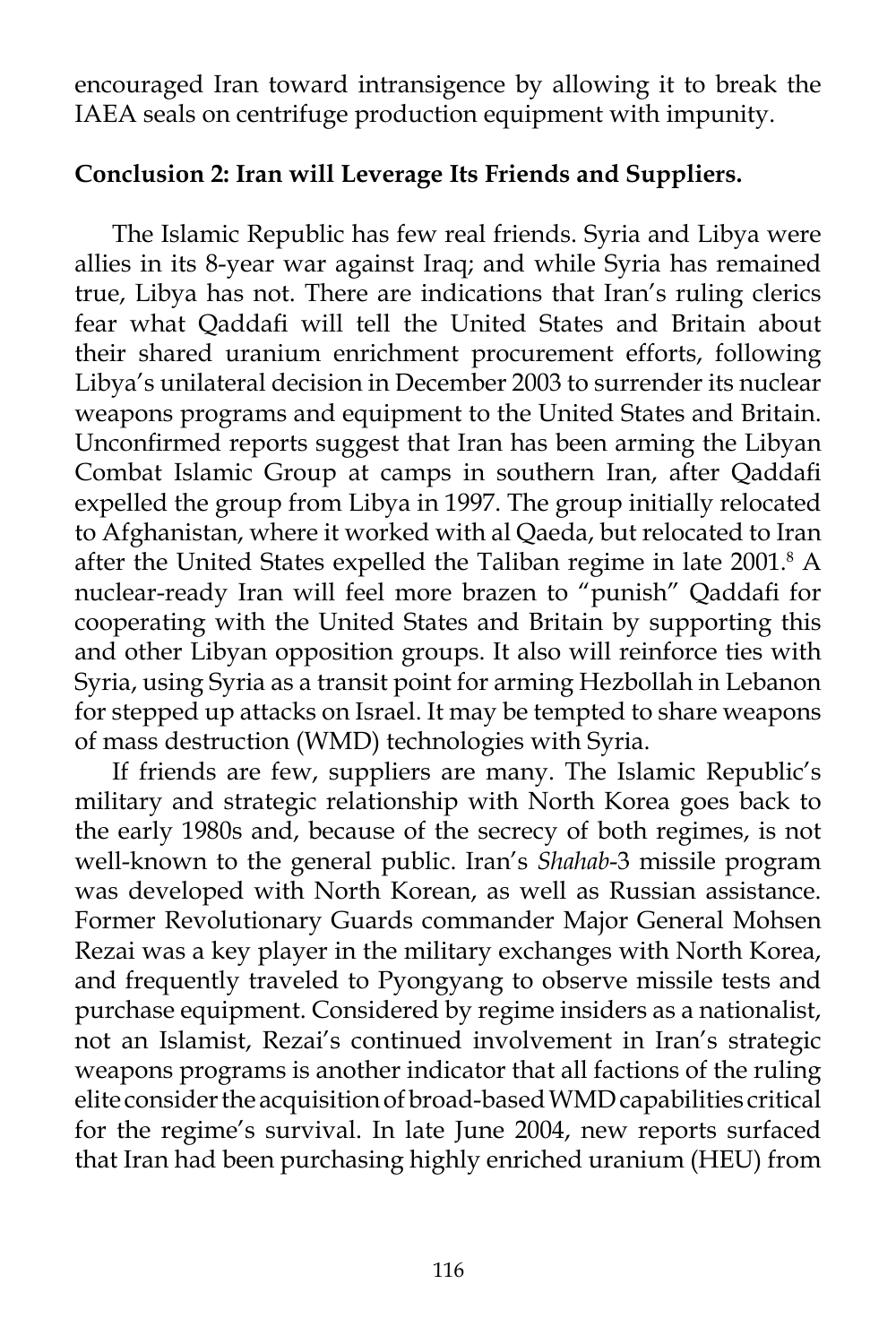encouraged Iran toward intransigence by allowing it to break the IAEA seals on centrifuge production equipment with impunity.

**Conclusion 2: Iran will Leverage Its Friends and Suppliers.**

The Islamic Republic has few real friends. Syria and Libya were allies in its 8-year war against Iraq; and while Syria has remained true, Libya has not. There are indications that Iran's ruling clerics fear what Qaddafi will tell the United States and Britain about their shared uranium enrichment procurement efforts, following Libya's unilateral decision in December 2003 to surrender its nuclear weapons programs and equipment to the United States and Britain. Unconfirmed reports suggest that Iran has been arming the Libyan Combat Islamic Group at camps in southern Iran, after Qaddafi expelled the group from Libya in 1997. The group initially relocated to Afghanistan, where it worked with al Qaeda, but relocated to Iran after the United States expelled the Taliban regime in late 2001.[8] A nuclear-ready Iran will feel more brazen to "punish" Qaddafi for cooperating with the United States and Britain by supporting this and other Libyan opposition groups. It also will reinforce ties with Syria, using Syria as a transit point for arming Hezbollah in Lebanon for stepped up attacks on Israel. It may be tempted to share weapons of mass destruction (WMD) technologies with Syria.

If friends are few, suppliers are many. The Islamic Republic's military and strategic relationship with North Korea goes back to the early 1980s and, because of the secrecy of both regimes, is not well-known to the general public. Iran's *Shahab*-3 missile program was developed with North Korean, as well as Russian assistance. Former Revolutionary Guards commander Major General Mohsen Rezai was a key player in the military exchanges with North Korea, and frequently traveled to Pyongyang to observe missile tests and purchase equipment. Considered by regime insiders as a nationalist, not an Islamist, Rezai's continued involvement in Iran's strategic weapons programs is another indicator that all factions of the ruling elite consider the acquisition of broad-based WMD capabilities critical for the regime's survival. In late June 2004, new reports surfaced that Iran had been purchasing highly enriched uranium (HEU) from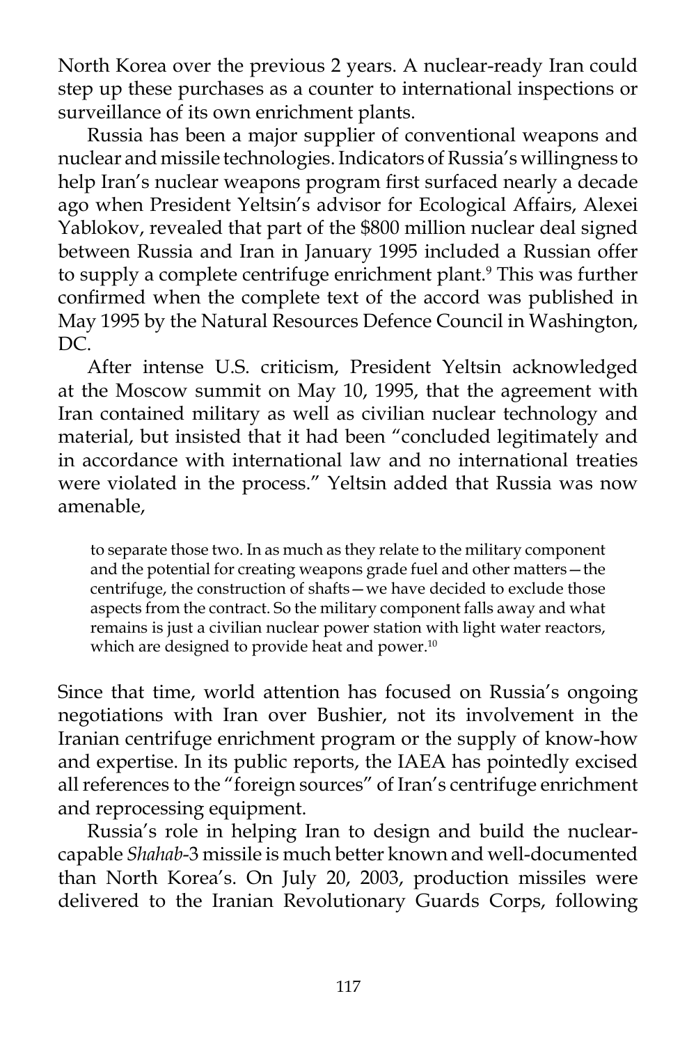North Korea over the previous 2 years. A nuclear-ready Iran could step up these purchases as a counter to international inspections or surveillance of its own enrichment plants.

Russia has been a major supplier of conventional weapons and nuclear and missile technologies. Indicators of Russia's willingness to help Iran's nuclear weapons program first surfaced nearly a decade ago when President Yeltsin's advisor for Ecological Affairs, Alexei Yablokov, revealed that part of the $800 million nuclear deal signed between Russia and Iran in January 1995 included a Russian offer to supply a complete centrifuge enrichment plant.[9] This was further confirmed when the complete text of the accord was published in May 1995 by the Natural Resources Defence Council in Washington, DC.

After intense U.S. criticism, President Yeltsin acknowledged at the Moscow summit on May 10, 1995, that the agreement with Iran contained military as well as civilian nuclear technology and material, but insisted that it had been "concluded legitimately and in accordance with international law and no international treaties were violated in the process." Yeltsin added that Russia was now amenable,

> to separate those two. In as much as they relate to the military component and the potential for creating weapons grade fuel and other matters—the centrifuge, the construction of shafts—we have decided to exclude those aspects from the contract. So the military component falls away and what remains is just a civilian nuclear power station with light water reactors, which are designed to provide heat and power.[10]

Since that time, world attention has focused on Russia's ongoing negotiations with Iran over Bushier, not its involvement in the Iranian centrifuge enrichment program or the supply of know-how and expertise. In its public reports, the IAEA has pointedly excised all references to the "foreign sources" of Iran's centrifuge enrichment and reprocessing equipment.

Russia's role in helping Iran to design and build the nuclear-capable *Shahab*-3 missile is much better known and well-documented than North Korea's. On July 20, 2003, production missiles were delivered to the Iranian Revolutionary Guards Corps, following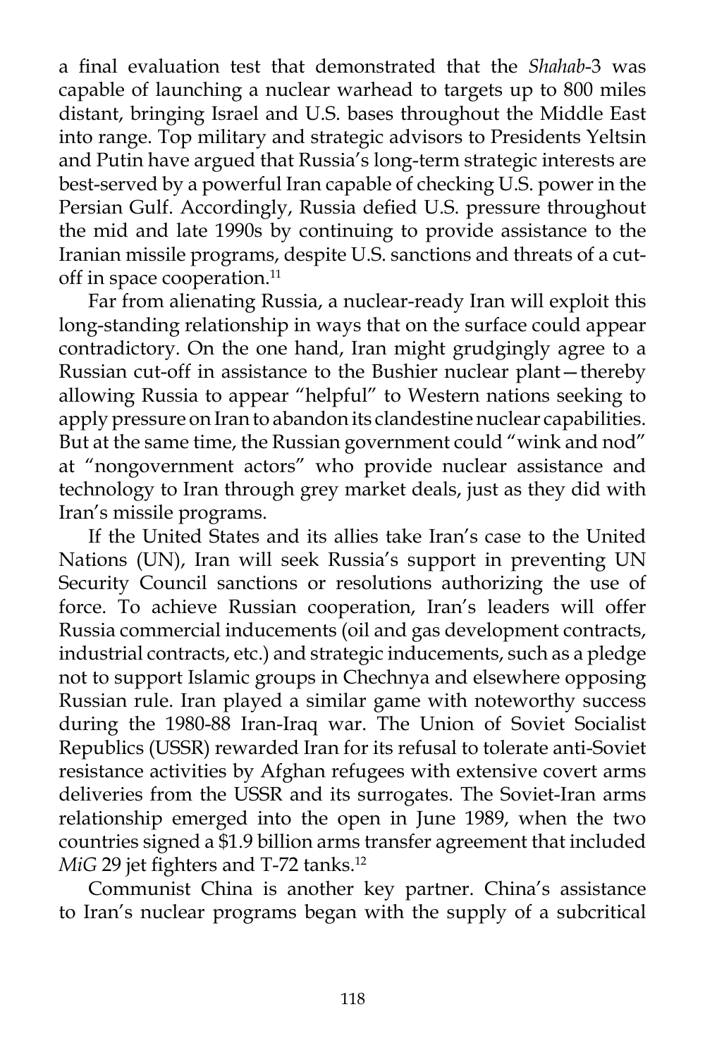a final evaluation test that demonstrated that the *Shahab*-3 was capable of launching a nuclear warhead to targets up to 800 miles distant, bringing Israel and U.S. bases throughout the Middle East into range. Top military and strategic advisors to Presidents Yeltsin and Putin have argued that Russia's long-term strategic interests are best-served by a powerful Iran capable of checking U.S. power in the Persian Gulf. Accordingly, Russia defied U.S. pressure throughout the mid and late 1990s by continuing to provide assistance to the Iranian missile programs, despite U.S. sanctions and threats of a cut-off in space cooperation.[11]

Far from alienating Russia, a nuclear-ready Iran will exploit this long-standing relationship in ways that on the surface could appear contradictory. On the one hand, Iran might grudgingly agree to a Russian cut-off in assistance to the Bushier nuclear plant—thereby allowing Russia to appear "helpful" to Western nations seeking to apply pressure on Iran to abandon its clandestine nuclear capabilities. But at the same time, the Russian government could "wink and nod" at "nongovernment actors" who provide nuclear assistance and technology to Iran through grey market deals, just as they did with Iran's missile programs.

If the United States and its allies take Iran's case to the United Nations (UN), Iran will seek Russia's support in preventing UN Security Council sanctions or resolutions authorizing the use of force. To achieve Russian cooperation, Iran's leaders will offer Russia commercial inducements (oil and gas development contracts, industrial contracts, etc.) and strategic inducements, such as a pledge not to support Islamic groups in Chechnya and elsewhere opposing Russian rule. Iran played a similar game with noteworthy success during the 1980-88 Iran-Iraq war. The Union of Soviet Socialist Republics (USSR) rewarded Iran for its refusal to tolerate anti-Soviet resistance activities by Afghan refugees with extensive covert arms deliveries from the USSR and its surrogates. The Soviet-Iran arms relationship emerged into the open in June 1989, when the two countries signed a $1.9 billion arms transfer agreement that included *MiG* 29 jet fighters and T-72 tanks.[12]

Communist China is another key partner. China's assistance to Iran's nuclear programs began with the supply of a subcritical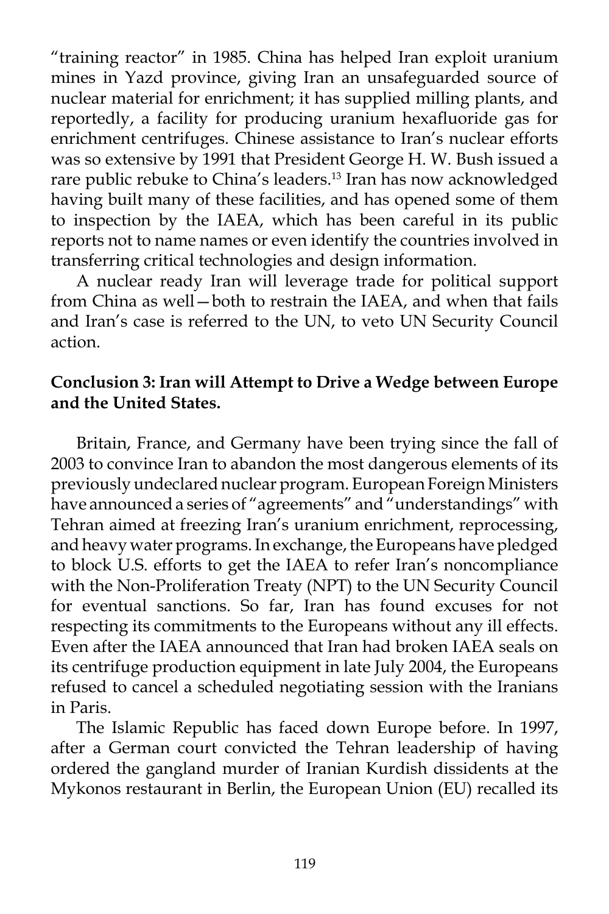"training reactor" in 1985. China has helped Iran exploit uranium mines in Yazd province, giving Iran an unsafeguarded source of nuclear material for enrichment; it has supplied milling plants, and reportedly, a facility for producing uranium hexafluoride gas for enrichment centrifuges. Chinese assistance to Iran's nuclear efforts was so extensive by 1991 that President George H. W. Bush issued a rare public rebuke to China's leaders.[13] Iran has now acknowledged having built many of these facilities, and has opened some of them to inspection by the IAEA, which has been careful in its public reports not to name names or even identify the countries involved in transferring critical technologies and design information.

A nuclear ready Iran will leverage trade for political support from China as well—both to restrain the IAEA, and when that fails and Iran's case is referred to the UN, to veto UN Security Council action.

**Conclusion 3: Iran will Attempt to Drive a Wedge between Europe and the United States.**

Britain, France, and Germany have been trying since the fall of 2003 to convince Iran to abandon the most dangerous elements of its previously undeclared nuclear program. European Foreign Ministers have announced a series of "agreements" and "understandings" with Tehran aimed at freezing Iran's uranium enrichment, reprocessing, and heavy water programs. In exchange, the Europeans have pledged to block U.S. efforts to get the IAEA to refer Iran's noncompliance with the Non-Proliferation Treaty (NPT) to the UN Security Council for eventual sanctions. So far, Iran has found excuses for not respecting its commitments to the Europeans without any ill effects. Even after the IAEA announced that Iran had broken IAEA seals on its centrifuge production equipment in late July 2004, the Europeans refused to cancel a scheduled negotiating session with the Iranians in Paris.

The Islamic Republic has faced down Europe before. In 1997, after a German court convicted the Tehran leadership of having ordered the gangland murder of Iranian Kurdish dissidents at the Mykonos restaurant in Berlin, the European Union (EU) recalled its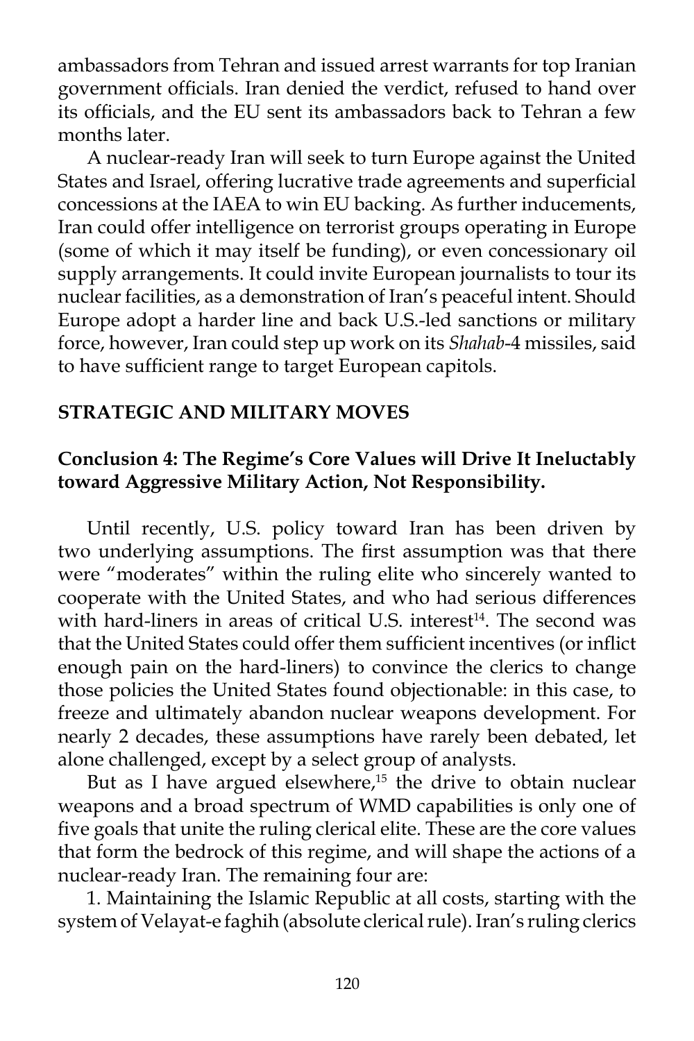ambassadors from Tehran and issued arrest warrants for top Iranian government officials. Iran denied the verdict, refused to hand over its officials, and the EU sent its ambassadors back to Tehran a few months later.

A nuclear-ready Iran will seek to turn Europe against the United States and Israel, offering lucrative trade agreements and superficial concessions at the IAEA to win EU backing. As further inducements, Iran could offer intelligence on terrorist groups operating in Europe (some of which it may itself be funding), or even concessionary oil supply arrangements. It could invite European journalists to tour its nuclear facilities, as a demonstration of Iran's peaceful intent. Should Europe adopt a harder line and back U.S.-led sanctions or military force, however, Iran could step up work on its *Shahab*-4 missiles, said to have sufficient range to target European capitols.

## STRATEGIC AND MILITARY MOVES

### Conclusion 4: The Regime's Core Values will Drive It Ineluctably toward Aggressive Military Action, Not Responsibility.

Until recently, U.S. policy toward Iran has been driven by two underlying assumptions. The first assumption was that there were "moderates" within the ruling elite who sincerely wanted to cooperate with the United States, and who had serious differences with hard-liners in areas of critical U.S. interest[14]. The second was that the United States could offer them sufficient incentives (or inflict enough pain on the hard-liners) to convince the clerics to change those policies the United States found objectionable: in this case, to freeze and ultimately abandon nuclear weapons development. For nearly 2 decades, these assumptions have rarely been debated, let alone challenged, except by a select group of analysts.

But as I have argued elsewhere,[15] the drive to obtain nuclear weapons and a broad spectrum of WMD capabilities is only one of five goals that unite the ruling clerical elite. These are the core values that form the bedrock of this regime, and will shape the actions of a nuclear-ready Iran. The remaining four are:

1. Maintaining the Islamic Republic at all costs, starting with the system of Velayat-e faghih (absolute clerical rule). Iran's ruling clerics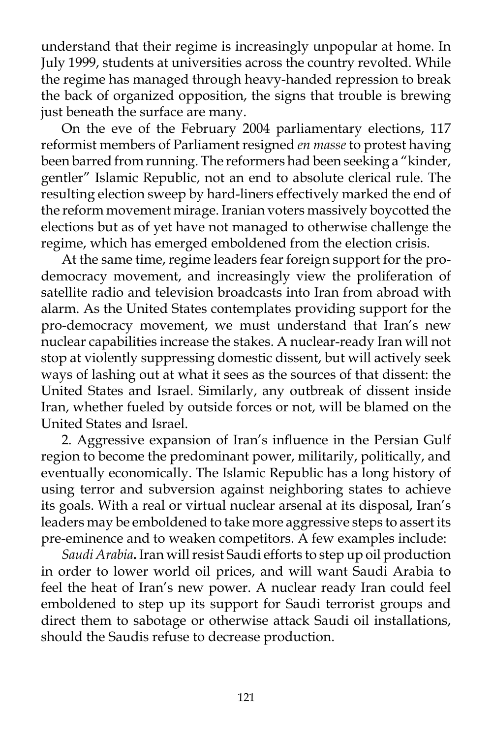understand that their regime is increasingly unpopular at home. In July 1999, students at universities across the country revolted. While the regime has managed through heavy-handed repression to break the back of organized opposition, the signs that trouble is brewing just beneath the surface are many.

On the eve of the February 2004 parliamentary elections, 117 reformist members of Parliament resigned *en masse* to protest having been barred from running. The reformers had been seeking a "kinder, gentler" Islamic Republic, not an end to absolute clerical rule. The resulting election sweep by hard-liners effectively marked the end of the reform movement mirage. Iranian voters massively boycotted the elections but as of yet have not managed to otherwise challenge the regime, which has emerged emboldened from the election crisis.

At the same time, regime leaders fear foreign support for the pro-democracy movement, and increasingly view the proliferation of satellite radio and television broadcasts into Iran from abroad with alarm. As the United States contemplates providing support for the pro-democracy movement, we must understand that Iran's new nuclear capabilities increase the stakes. A nuclear-ready Iran will not stop at violently suppressing domestic dissent, but will actively seek ways of lashing out at what it sees as the sources of that dissent: the United States and Israel. Similarly, any outbreak of dissent inside Iran, whether fueled by outside forces or not, will be blamed on the United States and Israel.

2. Aggressive expansion of Iran's influence in the Persian Gulf region to become the predominant power, militarily, politically, and eventually economically. The Islamic Republic has a long history of using terror and subversion against neighboring states to achieve its goals. With a real or virtual nuclear arsenal at its disposal, Iran's leaders may be emboldened to take more aggressive steps to assert its pre-eminence and to weaken competitors. A few examples include:

*Saudi Arabia***.** Iran will resist Saudi efforts to step up oil production in order to lower world oil prices, and will want Saudi Arabia to feel the heat of Iran's new power. A nuclear ready Iran could feel emboldened to step up its support for Saudi terrorist groups and direct them to sabotage or otherwise attack Saudi oil installations, should the Saudis refuse to decrease production.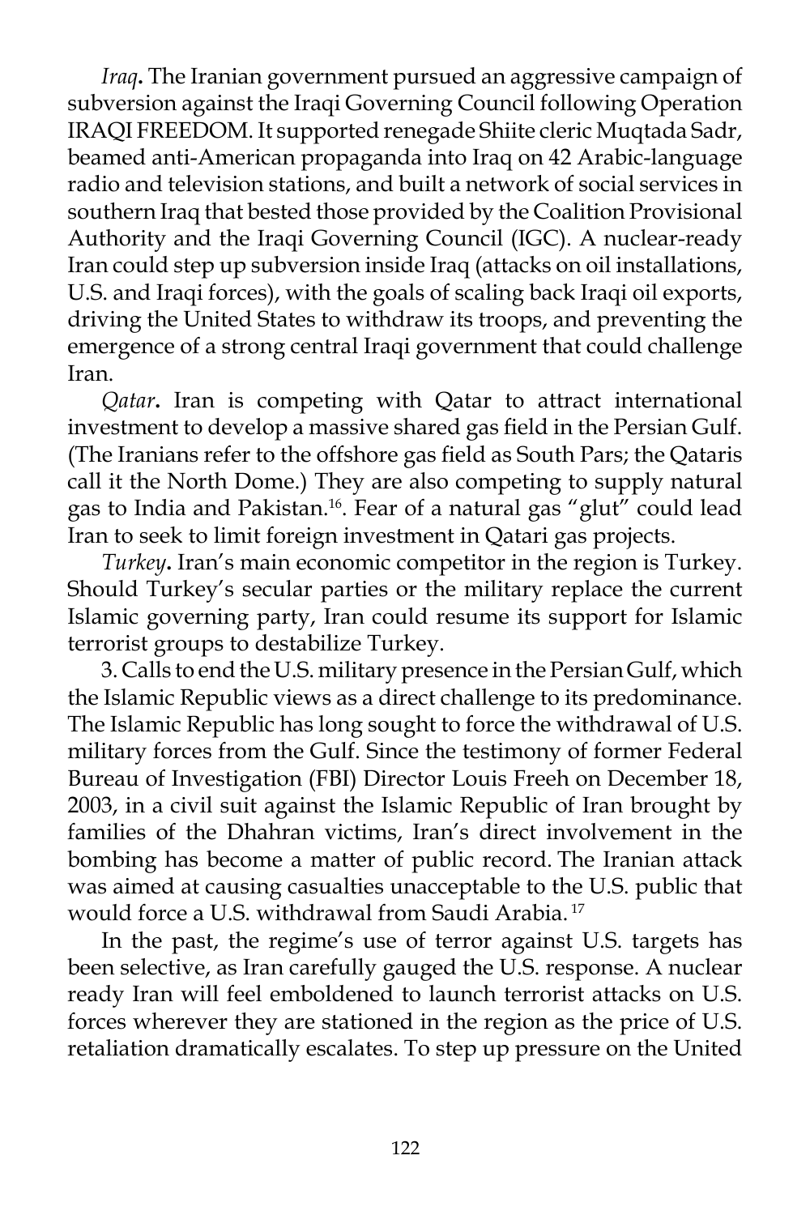*Iraq***.** The Iranian government pursued an aggressive campaign of subversion against the Iraqi Governing Council following Operation IRAQI FREEDOM. It supported renegade Shiite cleric Muqtada Sadr, beamed anti-American propaganda into Iraq on 42 Arabic-language radio and television stations, and built a network of social services in southern Iraq that bested those provided by the Coalition Provisional Authority and the Iraqi Governing Council (IGC). A nuclear-ready Iran could step up subversion inside Iraq (attacks on oil installations, U.S. and Iraqi forces), with the goals of scaling back Iraqi oil exports, driving the United States to withdraw its troops, and preventing the emergence of a strong central Iraqi government that could challenge Iran.

*Qatar***.** Iran is competing with Qatar to attract international investment to develop a massive shared gas field in the Persian Gulf. (The Iranians refer to the offshore gas field as South Pars; the Qataris call it the North Dome.) They are also competing to supply natural gas to India and Pakistan.[16]. Fear of a natural gas "glut" could lead Iran to seek to limit foreign investment in Qatari gas projects.

*Turkey***.** Iran's main economic competitor in the region is Turkey. Should Turkey's secular parties or the military replace the current Islamic governing party, Iran could resume its support for Islamic terrorist groups to destabilize Turkey.

3. Calls to end the U.S. military presence in the Persian Gulf, which the Islamic Republic views as a direct challenge to its predominance. The Islamic Republic has long sought to force the withdrawal of U.S. military forces from the Gulf. Since the testimony of former Federal Bureau of Investigation (FBI) Director Louis Freeh on December 18, 2003, in a civil suit against the Islamic Republic of Iran brought by families of the Dhahran victims, Iran's direct involvement in the bombing has become a matter of public record. The Iranian attack was aimed at causing casualties unacceptable to the U.S. public that would force a U.S. withdrawal from Saudi Arabia.[17]

In the past, the regime's use of terror against U.S. targets has been selective, as Iran carefully gauged the U.S. response. A nuclear ready Iran will feel emboldened to launch terrorist attacks on U.S. forces wherever they are stationed in the region as the price of U.S. retaliation dramatically escalates. To step up pressure on the United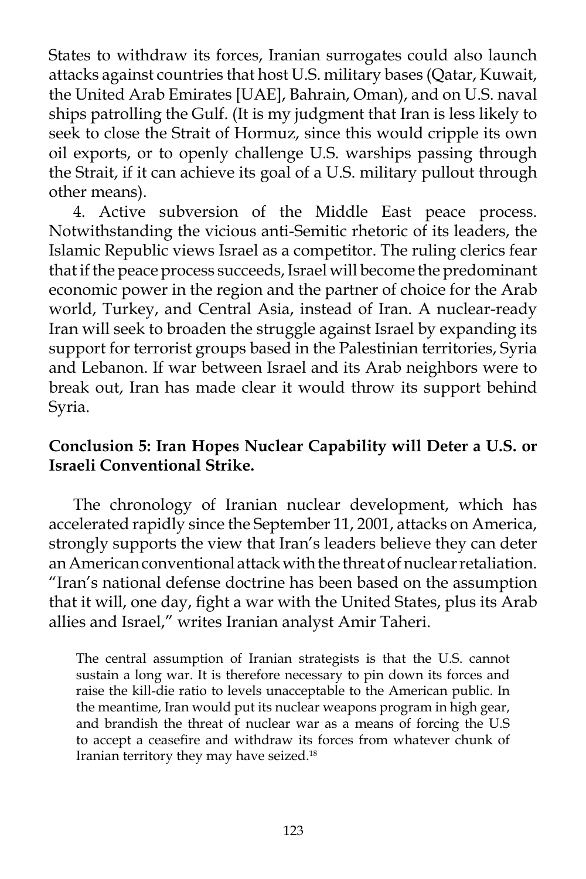States to withdraw its forces, Iranian surrogates could also launch attacks against countries that host U.S. military bases (Qatar, Kuwait, the United Arab Emirates [UAE], Bahrain, Oman), and on U.S. naval ships patrolling the Gulf. (It is my judgment that Iran is less likely to seek to close the Strait of Hormuz, since this would cripple its own oil exports, or to openly challenge U.S. warships passing through the Strait, if it can achieve its goal of a U.S. military pullout through other means).

4. Active subversion of the Middle East peace process. Notwithstanding the vicious anti-Semitic rhetoric of its leaders, the Islamic Republic views Israel as a competitor. The ruling clerics fear that if the peace process succeeds, Israel will become the predominant economic power in the region and the partner of choice for the Arab world, Turkey, and Central Asia, instead of Iran. A nuclear-ready Iran will seek to broaden the struggle against Israel by expanding its support for terrorist groups based in the Palestinian territories, Syria and Lebanon. If war between Israel and its Arab neighbors were to break out, Iran has made clear it would throw its support behind Syria.

**Conclusion 5: Iran Hopes Nuclear Capability will Deter a U.S. or Israeli Conventional Strike.**

The chronology of Iranian nuclear development, which has accelerated rapidly since the September 11, 2001, attacks on America, strongly supports the view that Iran's leaders believe they can deter an American conventional attack with the threat of nuclear retaliation. "Iran's national defense doctrine has been based on the assumption that it will, one day, fight a war with the United States, plus its Arab allies and Israel," writes Iranian analyst Amir Taheri.

> The central assumption of Iranian strategists is that the U.S. cannot sustain a long war. It is therefore necessary to pin down its forces and raise the kill-die ratio to levels unacceptable to the American public. In the meantime, Iran would put its nuclear weapons program in high gear, and brandish the threat of nuclear war as a means of forcing the U.S to accept a ceasefire and withdraw its forces from whatever chunk of Iranian territory they may have seized.[18]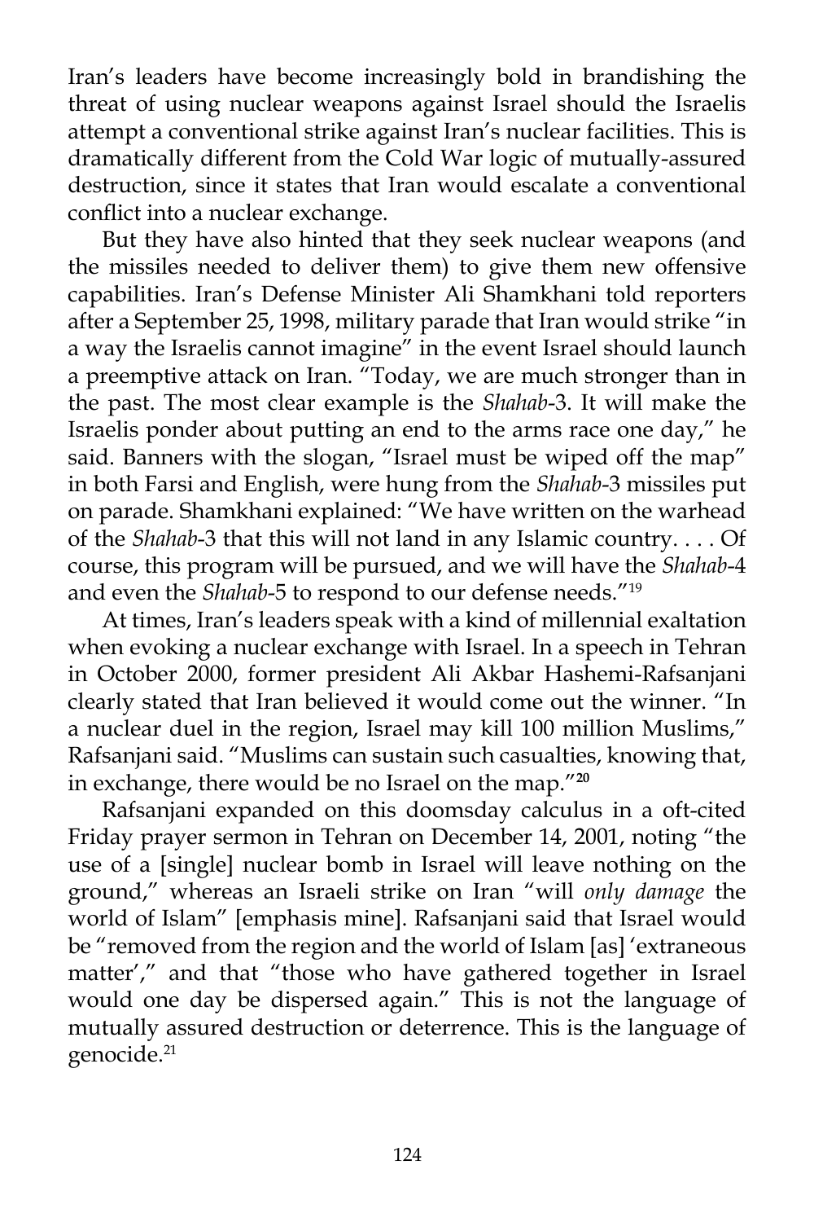Iran's leaders have become increasingly bold in brandishing the threat of using nuclear weapons against Israel should the Israelis attempt a conventional strike against Iran's nuclear facilities. This is dramatically different from the Cold War logic of mutually-assured destruction, since it states that Iran would escalate a conventional conflict into a nuclear exchange.

But they have also hinted that they seek nuclear weapons (and the missiles needed to deliver them) to give them new offensive capabilities. Iran's Defense Minister Ali Shamkhani told reporters after a September 25, 1998, military parade that Iran would strike "in a way the Israelis cannot imagine" in the event Israel should launch a preemptive attack on Iran. "Today, we are much stronger than in the past. The most clear example is the *Shahab*-3. It will make the Israelis ponder about putting an end to the arms race one day," he said. Banners with the slogan, "Israel must be wiped off the map" in both Farsi and English, were hung from the *Shahab*-3 missiles put on parade. Shamkhani explained: "We have written on the warhead of the *Shahab*-3 that this will not land in any Islamic country. . . . Of course, this program will be pursued, and we will have the *Shahab*-4 and even the *Shahab*-5 to respond to our defense needs."[19]

At times, Iran's leaders speak with a kind of millennial exaltation when evoking a nuclear exchange with Israel. In a speech in Tehran in October 2000, former president Ali Akbar Hashemi-Rafsanjani clearly stated that Iran believed it would come out the winner. "In a nuclear duel in the region, Israel may kill 100 million Muslims," Rafsanjani said. "Muslims can sustain such casualties, knowing that, in exchange, there would be no Israel on the map."[20]

Rafsanjani expanded on this doomsday calculus in a oft-cited Friday prayer sermon in Tehran on December 14, 2001, noting "the use of a [single] nuclear bomb in Israel will leave nothing on the ground," whereas an Israeli strike on Iran "will *only damage* the world of Islam" [emphasis mine]. Rafsanjani said that Israel would be "removed from the region and the world of Islam [as] 'extraneous matter'," and that "those who have gathered together in Israel would one day be dispersed again." This is not the language of mutually assured destruction or deterrence. This is the language of genocide.[21]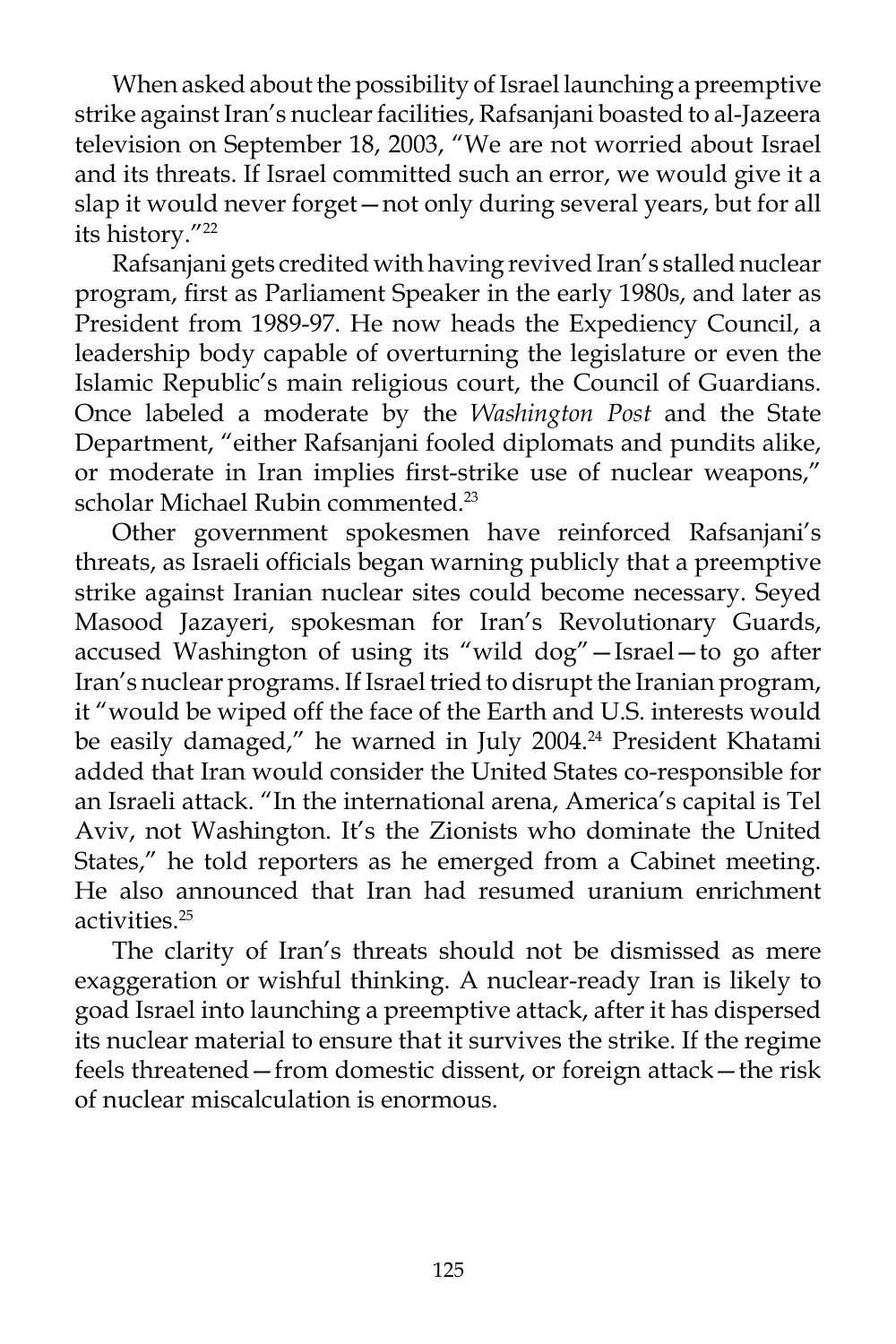When asked about the possibility of Israel launching a preemptive strike against Iran's nuclear facilities, Rafsanjani boasted to al-Jazeera television on September 18, 2003, "We are not worried about Israel and its threats. If Israel committed such an error, we would give it a slap it would never forget—not only during several years, but for all its history."[22]

Rafsanjani gets credited with having revived Iran's stalled nuclear program, first as Parliament Speaker in the early 1980s, and later as President from 1989-97. He now heads the Expediency Council, a leadership body capable of overturning the legislature or even the Islamic Republic's main religious court, the Council of Guardians. Once labeled a moderate by the *Washington Post* and the State Department, "either Rafsanjani fooled diplomats and pundits alike, or moderate in Iran implies first-strike use of nuclear weapons," scholar Michael Rubin commented.[23]

Other government spokesmen have reinforced Rafsanjani's threats, as Israeli officials began warning publicly that a preemptive strike against Iranian nuclear sites could become necessary. Seyed Masood Jazayeri, spokesman for Iran's Revolutionary Guards, accused Washington of using its "wild dog"—Israel—to go after Iran's nuclear programs. If Israel tried to disrupt the Iranian program, it "would be wiped off the face of the Earth and U.S. interests would be easily damaged," he warned in July 2004.[24] President Khatami added that Iran would consider the United States co-responsible for an Israeli attack. "In the international arena, America's capital is Tel Aviv, not Washington. It's the Zionists who dominate the United States," he told reporters as he emerged from a Cabinet meeting. He also announced that Iran had resumed uranium enrichment activities.[25]

The clarity of Iran's threats should not be dismissed as mere exaggeration or wishful thinking. A nuclear-ready Iran is likely to goad Israel into launching a preemptive attack, after it has dispersed its nuclear material to ensure that it survives the strike. If the regime feels threatened—from domestic dissent, or foreign attack—the risk of nuclear miscalculation is enormous.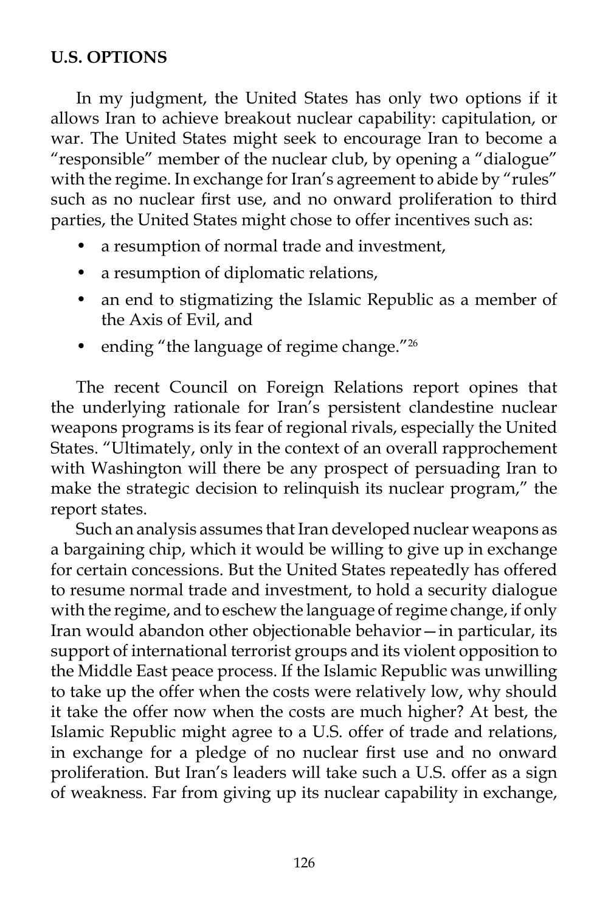## U.S. OPTIONS

In my judgment, the United States has only two options if it allows Iran to achieve breakout nuclear capability: capitulation, or war. The United States might seek to encourage Iran to become a "responsible" member of the nuclear club, by opening a "dialogue" with the regime. In exchange for Iran's agreement to abide by "rules" such as no nuclear first use, and no onward proliferation to third parties, the United States might chose to offer incentives such as:

- a resumption of normal trade and investment,
- a resumption of diplomatic relations,
- an end to stigmatizing the Islamic Republic as a member of the Axis of Evil, and
- ending "the language of regime change."[26]

The recent Council on Foreign Relations report opines that the underlying rationale for Iran's persistent clandestine nuclear weapons programs is its fear of regional rivals, especially the United States. "Ultimately, only in the context of an overall rapprochement with Washington will there be any prospect of persuading Iran to make the strategic decision to relinquish its nuclear program," the report states.

Such an analysis assumes that Iran developed nuclear weapons as a bargaining chip, which it would be willing to give up in exchange for certain concessions. But the United States repeatedly has offered to resume normal trade and investment, to hold a security dialogue with the regime, and to eschew the language of regime change, if only Iran would abandon other objectionable behavior—in particular, its support of international terrorist groups and its violent opposition to the Middle East peace process. If the Islamic Republic was unwilling to take up the offer when the costs were relatively low, why should it take the offer now when the costs are much higher? At best, the Islamic Republic might agree to a U.S. offer of trade and relations, in exchange for a pledge of no nuclear first use and no onward proliferation. But Iran's leaders will take such a U.S. offer as a sign of weakness. Far from giving up its nuclear capability in exchange,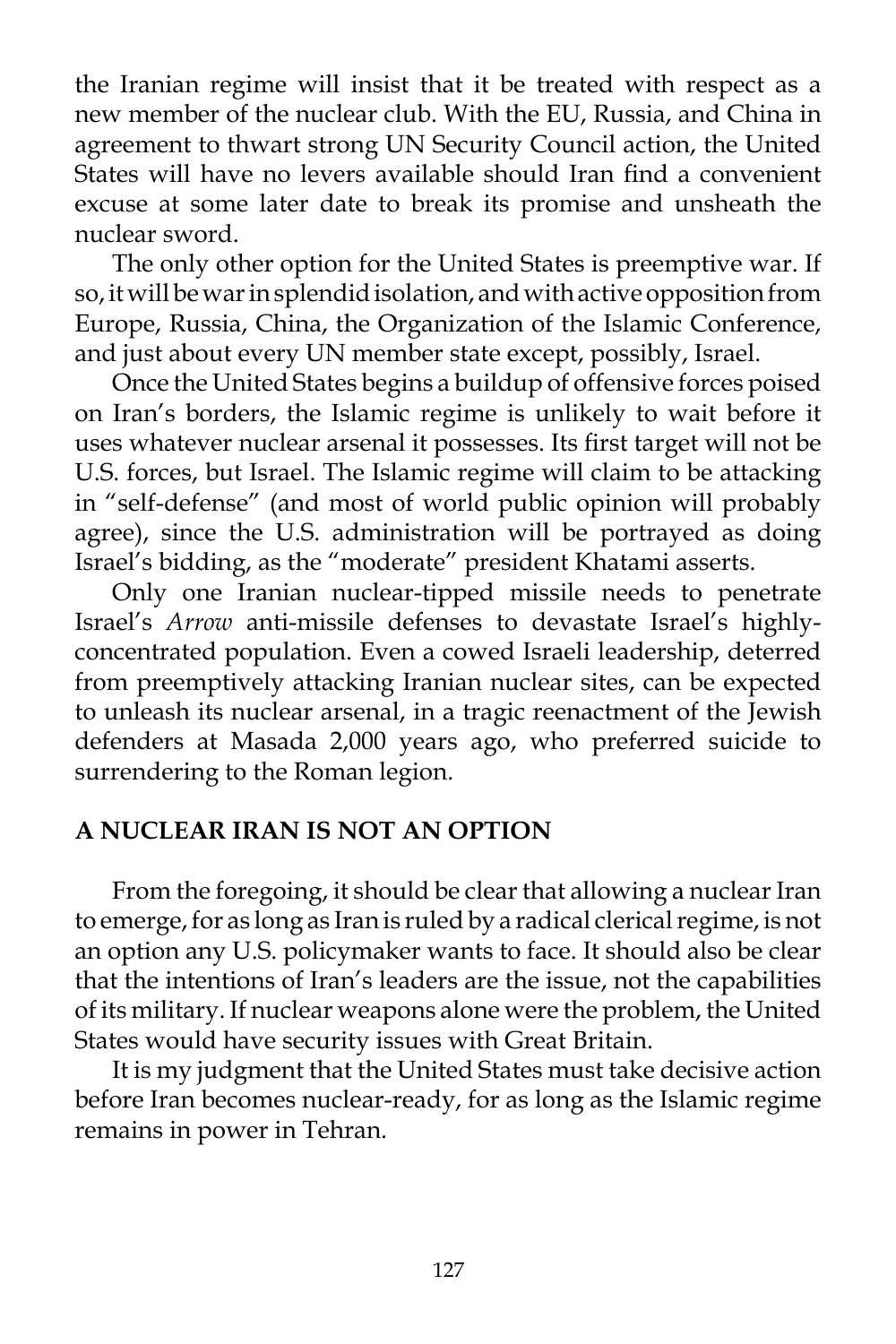the Iranian regime will insist that it be treated with respect as a new member of the nuclear club. With the EU, Russia, and China in agreement to thwart strong UN Security Council action, the United States will have no levers available should Iran find a convenient excuse at some later date to break its promise and unsheath the nuclear sword.

The only other option for the United States is preemptive war. If so, it will be war in splendid isolation, and with active opposition from Europe, Russia, China, the Organization of the Islamic Conference, and just about every UN member state except, possibly, Israel.

Once the United States begins a buildup of offensive forces poised on Iran's borders, the Islamic regime is unlikely to wait before it uses whatever nuclear arsenal it possesses. Its first target will not be U.S. forces, but Israel. The Islamic regime will claim to be attacking in "self-defense" (and most of world public opinion will probably agree), since the U.S. administration will be portrayed as doing Israel's bidding, as the "moderate" president Khatami asserts.

Only one Iranian nuclear-tipped missile needs to penetrate Israel's *Arrow* anti-missile defenses to devastate Israel's highly-concentrated population. Even a cowed Israeli leadership, deterred from preemptively attacking Iranian nuclear sites, can be expected to unleash its nuclear arsenal, in a tragic reenactment of the Jewish defenders at Masada 2,000 years ago, who preferred suicide to surrendering to the Roman legion.

## A NUCLEAR IRAN IS NOT AN OPTION

From the foregoing, it should be clear that allowing a nuclear Iran to emerge, for as long as Iran is ruled by a radical clerical regime, is not an option any U.S. policymaker wants to face. It should also be clear that the intentions of Iran's leaders are the issue, not the capabilities of its military. If nuclear weapons alone were the problem, the United States would have security issues with Great Britain.

It is my judgment that the United States must take decisive action before Iran becomes nuclear-ready, for as long as the Islamic regime remains in power in Tehran.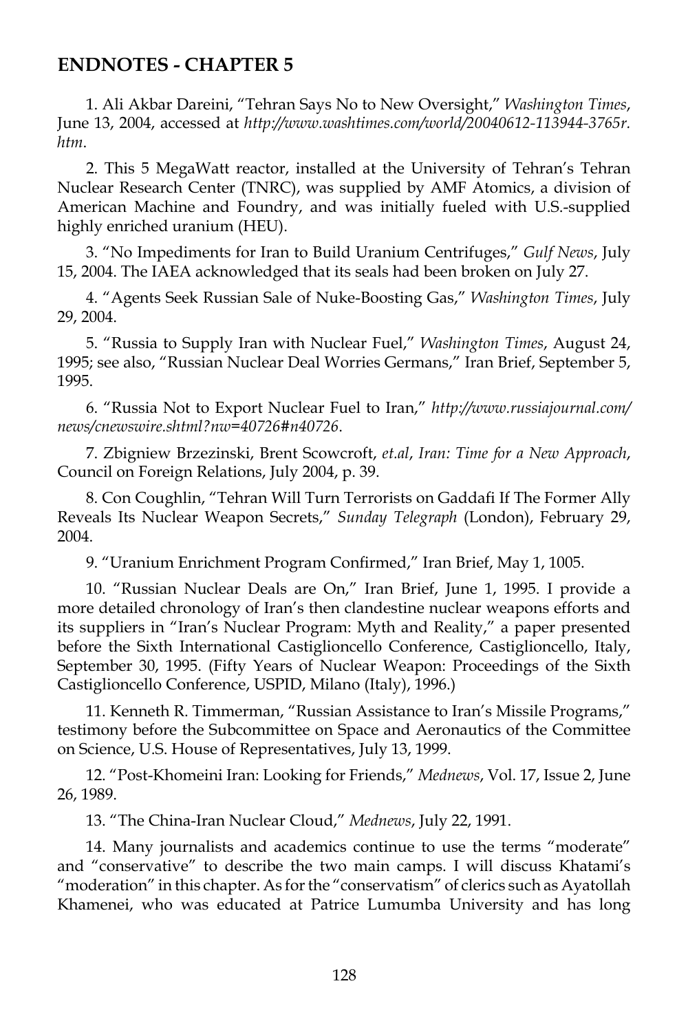## ENDNOTES - CHAPTER 5

1. Ali Akbar Dareini, "Tehran Says No to New Oversight," *Washington Times*, June 13, 2004, accessed at *http://www.washtimes.com/world/20040612-113944-3765r.htm*.

2. This 5 MegaWatt reactor, installed at the University of Tehran's Tehran Nuclear Research Center (TNRC), was supplied by AMF Atomics, a division of American Machine and Foundry, and was initially fueled with U.S.-supplied highly enriched uranium (HEU).

3. "No Impediments for Iran to Build Uranium Centrifuges," *Gulf News*, July 15, 2004. The IAEA acknowledged that its seals had been broken on July 27.

4. "Agents Seek Russian Sale of Nuke-Boosting Gas," *Washington Times*, July 29, 2004.

5. "Russia to Supply Iran with Nuclear Fuel," *Washington Times*, August 24, 1995; see also, "Russian Nuclear Deal Worries Germans," Iran Brief, September 5, 1995.

6. "Russia Not to Export Nuclear Fuel to Iran," *http://www.russiajournal.com/news/cnewswire.shtml?nw=40726#n40726*.

7. Zbigniew Brzezinski, Brent Scowcroft, *et.al*, *Iran: Time for a New Approach*, Council on Foreign Relations, July 2004, p. 39.

8. Con Coughlin, "Tehran Will Turn Terrorists on Gaddafi If The Former Ally Reveals Its Nuclear Weapon Secrets," *Sunday Telegraph* (London), February 29, 2004.

9. "Uranium Enrichment Program Confirmed," Iran Brief, May 1, 1005.

10. "Russian Nuclear Deals are On," Iran Brief, June 1, 1995. I provide a more detailed chronology of Iran's then clandestine nuclear weapons efforts and its suppliers in "Iran's Nuclear Program: Myth and Reality," a paper presented before the Sixth International Castiglioncello Conference, Castiglioncello, Italy, September 30, 1995. (Fifty Years of Nuclear Weapon: Proceedings of the Sixth Castiglioncello Conference, USPID, Milano (Italy), 1996.)

11. Kenneth R. Timmerman, "Russian Assistance to Iran's Missile Programs," testimony before the Subcommittee on Space and Aeronautics of the Committee on Science, U.S. House of Representatives, July 13, 1999.

12. "Post-Khomeini Iran: Looking for Friends," *Mednews*, Vol. 17, Issue 2, June 26, 1989.

13. "The China-Iran Nuclear Cloud," *Mednews*, July 22, 1991.

14. Many journalists and academics continue to use the terms "moderate" and "conservative" to describe the two main camps. I will discuss Khatami's "moderation" in this chapter. As for the "conservatism" of clerics such as Ayatollah Khamenei, who was educated at Patrice Lumumba University and has long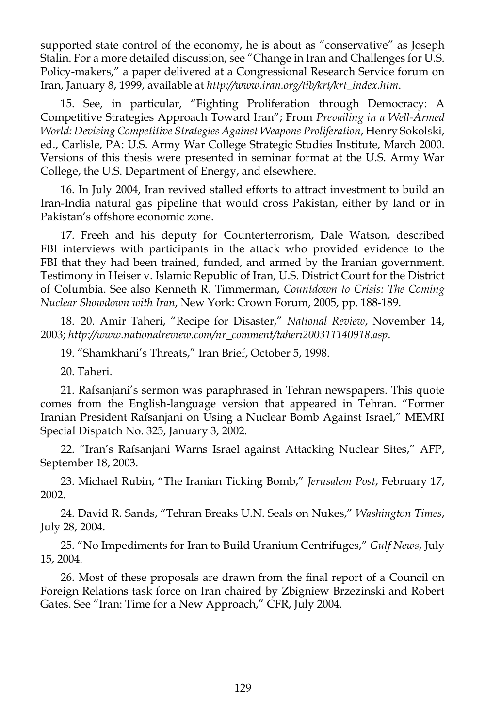supported state control of the economy, he is about as "conservative" as Joseph Stalin. For a more detailed discussion, see "Change in Iran and Challenges for U.S. Policy-makers," a paper delivered at a Congressional Research Service forum on Iran, January 8, 1999, available at *http://www.iran.org/tib/krt/krt_index.htm*.

15. See, in particular, "Fighting Proliferation through Democracy: A Competitive Strategies Approach Toward Iran"; From *Prevailing in a Well-Armed World: Devising Competitive Strategies Against Weapons Proliferation*, Henry Sokolski, ed., Carlisle, PA: U.S. Army War College Strategic Studies Institute, March 2000. Versions of this thesis were presented in seminar format at the U.S. Army War College, the U.S. Department of Energy, and elsewhere.

16. In July 2004, Iran revived stalled efforts to attract investment to build an Iran-India natural gas pipeline that would cross Pakistan, either by land or in Pakistan's offshore economic zone.

17. Freeh and his deputy for Counterterrorism, Dale Watson, described FBI interviews with participants in the attack who provided evidence to the FBI that they had been trained, funded, and armed by the Iranian government. Testimony in Heiser v. Islamic Republic of Iran, U.S. District Court for the District of Columbia. See also Kenneth R. Timmerman, *Countdown to Crisis: The Coming Nuclear Showdown with Iran*, New York: Crown Forum, 2005, pp. 188-189.

18. 20. Amir Taheri, "Recipe for Disaster," *National Review*, November 14, 2003; *http://www.nationalreview.com/nr_comment/taheri200311140918.asp*.

19. "Shamkhani's Threats," Iran Brief, October 5, 1998.

20. Taheri.

21. Rafsanjani's sermon was paraphrased in Tehran newspapers. This quote comes from the English-language version that appeared in Tehran. "Former Iranian President Rafsanjani on Using a Nuclear Bomb Against Israel," MEMRI Special Dispatch No. 325, January 3, 2002.

22. "Iran's Rafsanjani Warns Israel against Attacking Nuclear Sites," AFP, September 18, 2003.

23. Michael Rubin, "The Iranian Ticking Bomb," *Jerusalem Post*, February 17, 2002.

24. David R. Sands, "Tehran Breaks U.N. Seals on Nukes," *Washington Times*, July 28, 2004.

25. "No Impediments for Iran to Build Uranium Centrifuges," *Gulf News*, July 15, 2004.

26. Most of these proposals are drawn from the final report of a Council on Foreign Relations task force on Iran chaired by Zbigniew Brzezinski and Robert Gates. See "Iran: Time for a New Approach," CFR, July 2004.